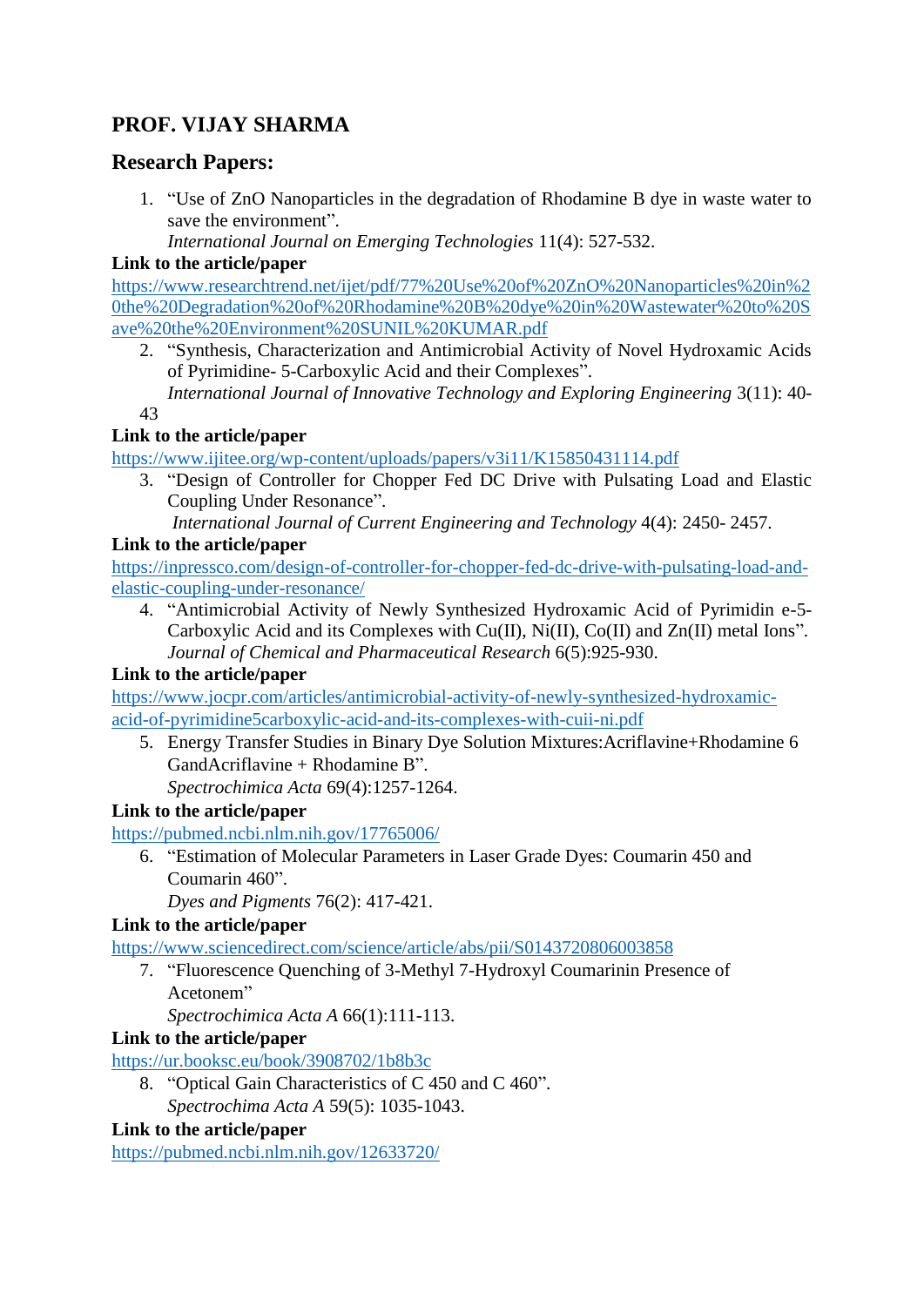## PROF. VIJAY SHARMA

### Research Papers:

1. "Use of ZnO Nanoparticles in the degradation of Rhodamine B dye in waste water to save the environment".
   *International Journal on Emerging Technologies* 11(4): 527-532.

**Link to the article/paper**

https://www.researchtrend.net/ijet/pdf/77%20Use%20of%20ZnO%20Nanoparticles%20in%20the%20Degradation%20of%20Rhodamine%20B%20dye%20in%20Wastewater%20to%20Save%20the%20Environment%20SUNIL%20KUMAR.pdf

2. "Synthesis, Characterization and Antimicrobial Activity of Novel Hydroxamic Acids of Pyrimidine- 5-Carboxylic Acid and their Complexes".
   *International Journal of Innovative Technology and Exploring Engineering* 3(11): 40-43

**Link to the article/paper**

https://www.ijitee.org/wp-content/uploads/papers/v3i11/K15850431114.pdf

3. "Design of Controller for Chopper Fed DC Drive with Pulsating Load and Elastic Coupling Under Resonance".
   *International Journal of Current Engineering and Technology* 4(4): 2450- 2457.

**Link to the article/paper**

https://inpressco.com/design-of-controller-for-chopper-fed-dc-drive-with-pulsating-load-and-elastic-coupling-under-resonance/

4. "Antimicrobial Activity of Newly Synthesized Hydroxamic Acid of Pyrimidin e-5-Carboxylic Acid and its Complexes with Cu(II), Ni(II), Co(II) and Zn(II) metal Ions".
   *Journal of Chemical and Pharmaceutical Research* 6(5):925-930.

**Link to the article/paper**

https://www.jocpr.com/articles/antimicrobial-activity-of-newly-synthesized-hydroxamic-acid-of-pyrimidine5carboxylic-acid-and-its-complexes-with-cuii-ni.pdf

5. Energy Transfer Studies in Binary Dye Solution Mixtures:Acriflavine+Rhodamine 6 GandAcriflavine + Rhodamine B".
   *Spectrochimica Acta* 69(4):1257-1264.

**Link to the article/paper**

https://pubmed.ncbi.nlm.nih.gov/17765006/

6. "Estimation of Molecular Parameters in Laser Grade Dyes: Coumarin 450 and Coumarin 460".
   *Dyes and Pigments* 76(2): 417-421.

**Link to the article/paper**

https://www.sciencedirect.com/science/article/abs/pii/S0143720806003858

7. "Fluorescence Quenching of 3-Methyl 7-Hydroxyl Coumarinin Presence of Acetonem"
   *Spectrochimica Acta A* 66(1):111-113.

**Link to the article/paper**

https://ur.booksc.eu/book/3908702/1b8b3c

8. "Optical Gain Characteristics of C 450 and C 460".
   *Spectrochima Acta A* 59(5): 1035-1043.

**Link to the article/paper**

https://pubmed.ncbi.nlm.nih.gov/12633720/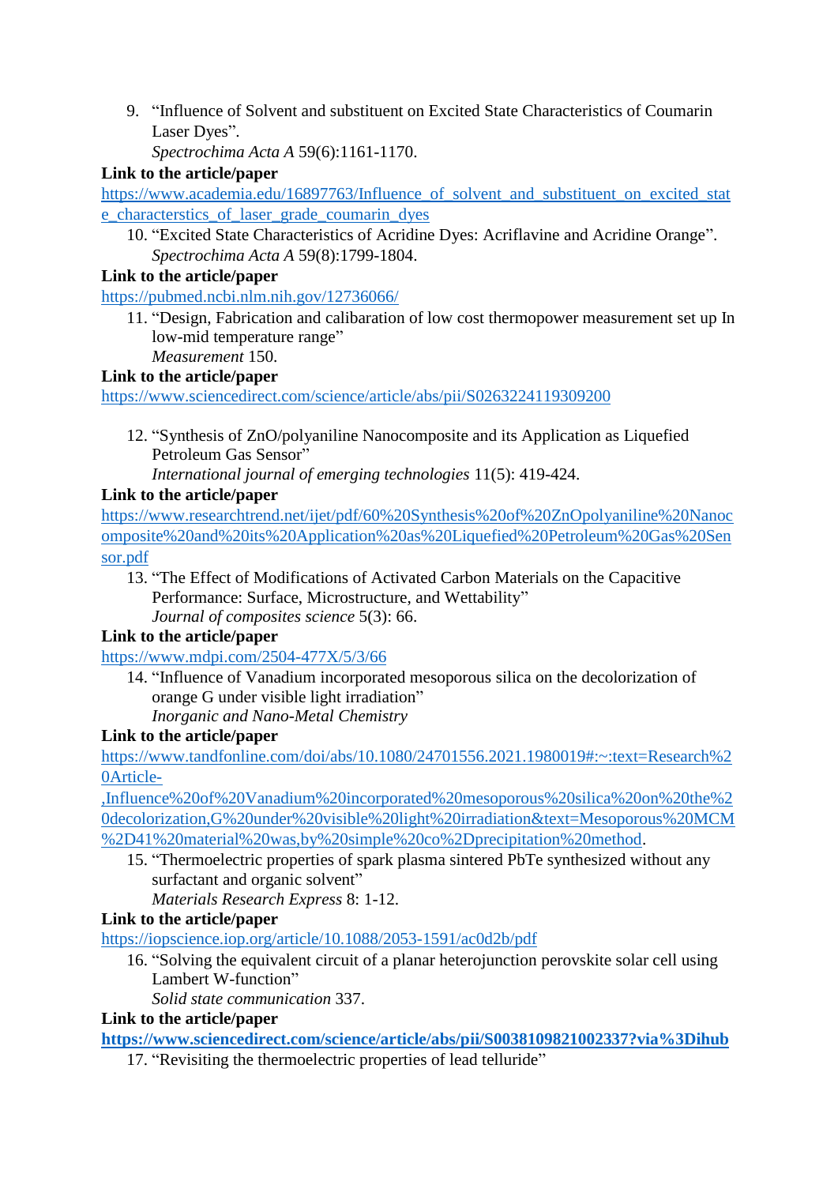9. “Influence of Solvent and substituent on Excited State Characteristics of Coumarin Laser Dyes”.
   *Spectrochima Acta A* 59(6):1161-1170.

**Link to the article/paper**
https://www.academia.edu/16897763/Influence_of_solvent_and_substituent_on_excited_state_characterstics_of_laser_grade_coumarin_dyes

10. “Excited State Characteristics of Acridine Dyes: Acriflavine and Acridine Orange”.
    *Spectrochima Acta A* 59(8):1799-1804.

**Link to the article/paper**
https://pubmed.ncbi.nlm.nih.gov/12736066/

11. “Design, Fabrication and calibaration of low cost thermopower measurement set up In low-mid temperature range”
    *Measurement* 150.

**Link to the article/paper**
https://www.sciencedirect.com/science/article/abs/pii/S0263224119309200

12. “Synthesis of ZnO/polyaniline Nanocomposite and its Application as Liquefied Petroleum Gas Sensor”
    *International journal of emerging technologies* 11(5): 419-424.

**Link to the article/paper**
https://www.researchtrend.net/ijet/pdf/60%20Synthesis%20of%20ZnOpolyaniline%20Nanocomposite%20and%20its%20Application%20as%20Liquefied%20Petroleum%20Gas%20Sensor.pdf

13. “The Effect of Modifications of Activated Carbon Materials on the Capacitive Performance: Surface, Microstructure, and Wettability”
    *Journal of composites science* 5(3): 66.

**Link to the article/paper**
https://www.mdpi.com/2504-477X/5/3/66

14. “Influence of Vanadium incorporated mesoporous silica on the decolorization of orange G under visible light irradiation”
    *Inorganic and Nano-Metal Chemistry*

**Link to the article/paper**
https://www.tandfonline.com/doi/abs/10.1080/24701556.2021.1980019#:~:text=Research%20Article-,Influence%20of%20Vanadium%20incorporated%20mesoporous%20silica%20on%20the%20decolorization,G%20under%20visible%20light%20irradiation&text=Mesoporous%20MCM%2D41%20material%20was,by%20simple%20co%2Dprecipitation%20method.

15. “Thermoelectric properties of spark plasma sintered PbTe synthesized without any surfactant and organic solvent”
    *Materials Research Express* 8: 1-12.

**Link to the article/paper**
https://iopscience.iop.org/article/10.1088/2053-1591/ac0d2b/pdf

16. “Solving the equivalent circuit of a planar heterojunction perovskite solar cell using Lambert W-function”
    *Solid state communication* 337.

**Link to the article/paper**
**https://www.sciencedirect.com/science/article/abs/pii/S0038109821002337?via%3Dihub**

17. “Revisiting the thermoelectric properties of lead telluride”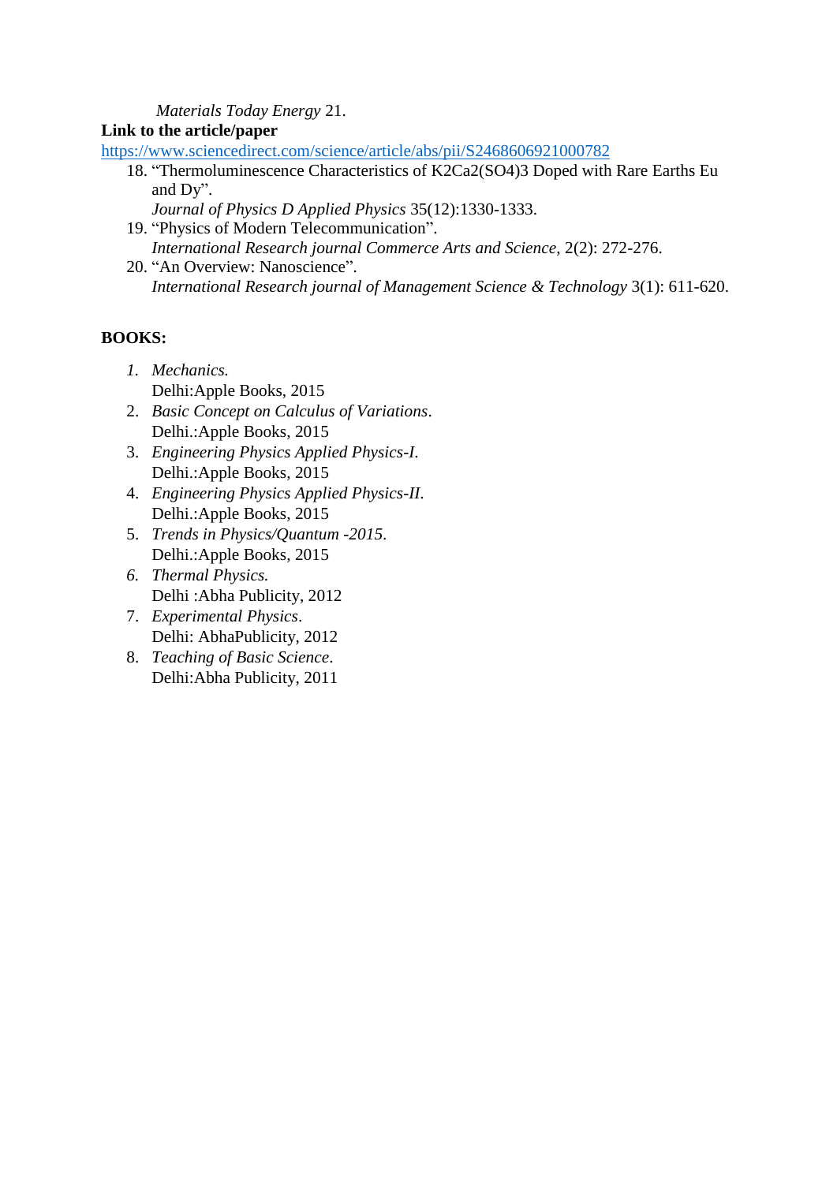*Materials Today Energy* 21.

**Link to the article/paper**

https://www.sciencedirect.com/science/article/abs/pii/S2468606921000782

18. "Thermoluminescence Characteristics of K2Ca2(SO4)3 Doped with Rare Earths Eu and Dy".
    *Journal of Physics D Applied Physics* 35(12):1330-1333.
19. "Physics of Modern Telecommunication".
    *International Research journal Commerce Arts and Science*, 2(2): 272-276.
20. "An Overview: Nanoscience".
    *International Research journal of Management Science & Technology* 3(1): 611-620.

**BOOKS:**

1. *Mechanics.*
   Delhi:Apple Books, 2015
2. *Basic Concept on Calculus of Variations*.
   Delhi.:Apple Books, 2015
3. *Engineering Physics Applied Physics-I.*
   Delhi.:Apple Books, 2015
4. *Engineering Physics Applied Physics-II.*
   Delhi.:Apple Books, 2015
5. *Trends in Physics/Quantum -2015*.
   Delhi.:Apple Books, 2015
6. *Thermal Physics.*
   Delhi :Abha Publicity, 2012
7. *Experimental Physics*.
   Delhi: AbhaPublicity, 2012
8. *Teaching of Basic Science*.
   Delhi:Abha Publicity, 2011